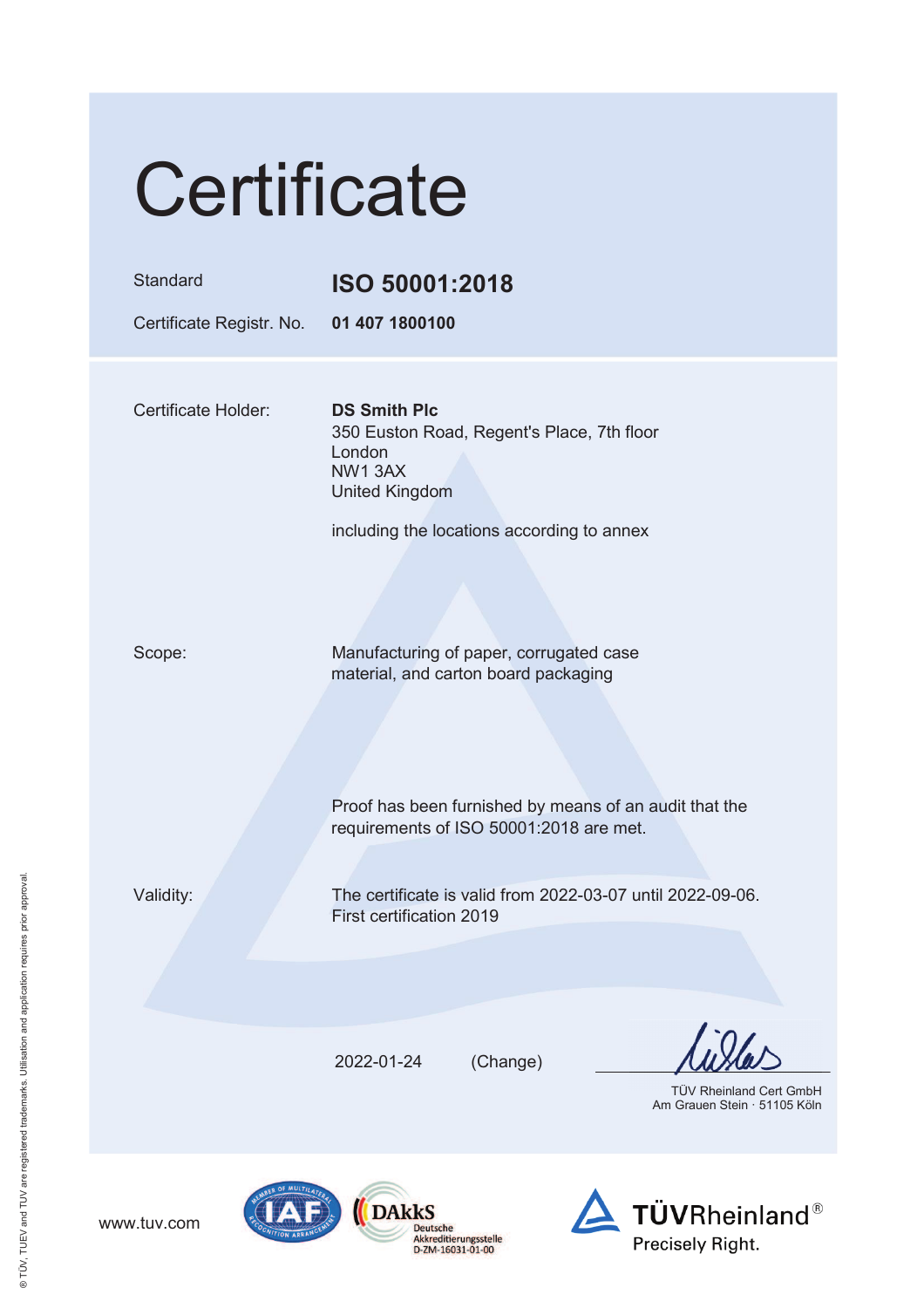# Certificate

| | |
|---|---|
| Standard | **ISO 50001:2018** |
| Certificate Registr. No. | **01 407 1800100** |

| | |
|---|---|
| Certificate Holder: | **DS Smith Plc**<br>350 Euston Road, Regent's Place, 7th floor<br>London<br>NW1 3AX<br>United Kingdom<br><br>including the locations according to annex |
| Scope: | Manufacturing of paper, corrugated case material, and carton board packaging |
| | Proof has been furnished by means of an audit that the requirements of ISO 50001:2018 are met. |
| Validity: | The certificate is valid from 2022-03-07 until 2022-09-06.<br>First certification 2019 |

2022-01-24 (Change)

TÜV Rheinland Cert GmbH
Am Grauen Stein · 51105 Köln

www.tuv.com

DAkkS Deutsche Akkreditierungsstelle D-ZM-16031-01-00

TÜVRheinland®
Precisely Right.

® TÜV, TUEV and TUV are registered trademarks. Utilisation and application requires prior approval.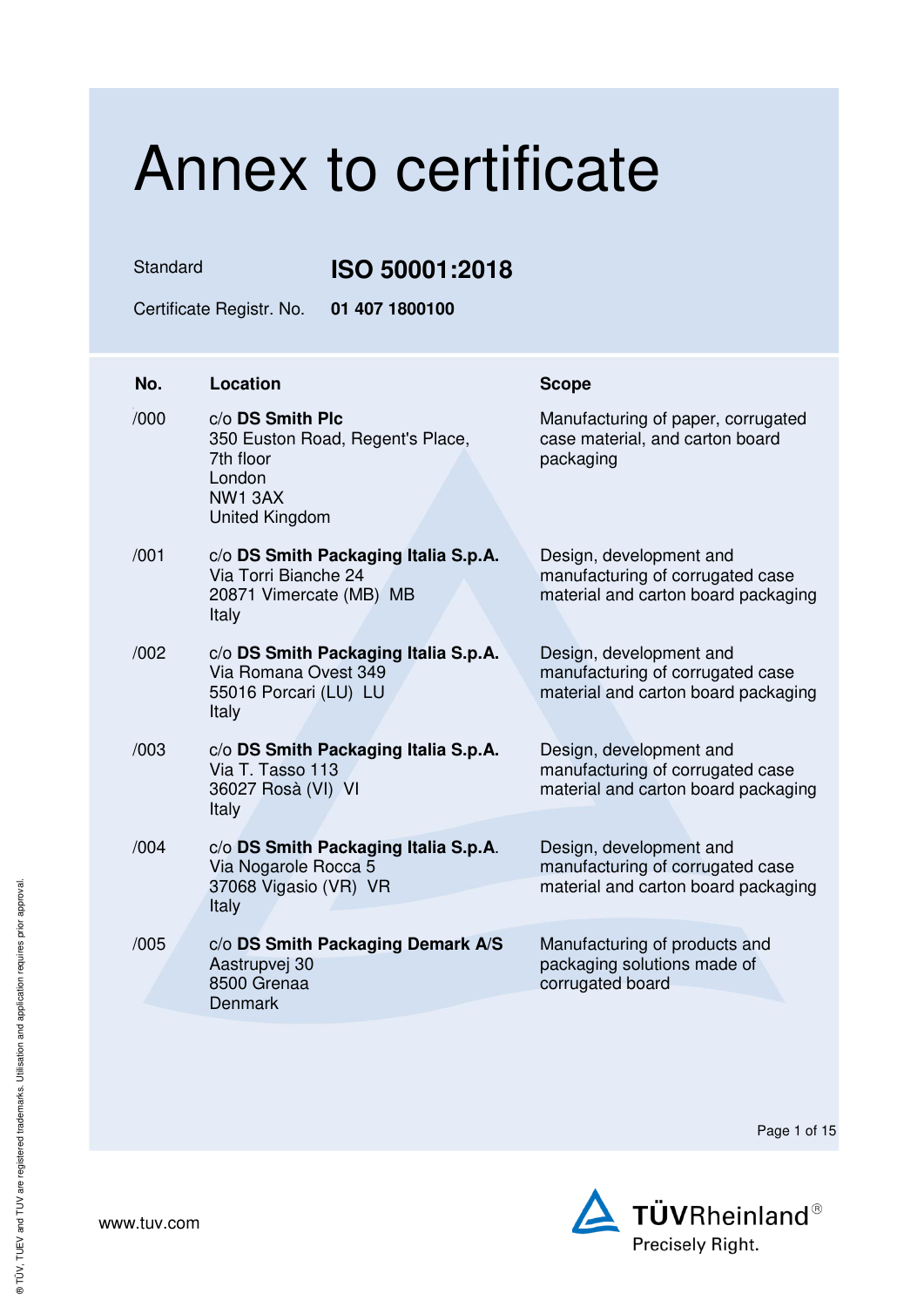# Annex to certificate

Standard **ISO 50001:2018**

Certificate Registr. No. **01 407 1800100**

| No. | Location | Scope |
| --- | --- | --- |
| /000 | c/o **DS Smith Plc**<br>350 Euston Road, Regent's Place,<br>7th floor<br>London<br>NW1 3AX<br>United Kingdom | Manufacturing of paper, corrugated case material, and carton board packaging |
| /001 | c/o **DS Smith Packaging Italia S.p.A.**<br>Via Torri Bianche 24<br>20871 Vimercate (MB) MB<br>Italy | Design, development and manufacturing of corrugated case material and carton board packaging |
| /002 | c/o **DS Smith Packaging Italia S.p.A.**<br>Via Romana Ovest 349<br>55016 Porcari (LU) LU<br>Italy | Design, development and manufacturing of corrugated case material and carton board packaging |
| /003 | c/o **DS Smith Packaging Italia S.p.A.**<br>Via T. Tasso 113<br>36027 Rosà (VI) VI<br>Italy | Design, development and manufacturing of corrugated case material and carton board packaging |
| /004 | c/o **DS Smith Packaging Italia S.p.A**.<br>Via Nogarole Rocca 5<br>37068 Vigasio (VR) VR<br>Italy | Design, development and manufacturing of corrugated case material and carton board packaging |
| /005 | c/o **DS Smith Packaging Demark A/S**<br>Aastrupvej 30<br>8500 Grenaa<br>Denmark | Manufacturing of products and packaging solutions made of corrugated board |

www.tuv.com

TÜVRheinland®
Precisely Right.

® TÜV, TUEV and TUV are registered trademarks. Utilisation and application requires prior approval.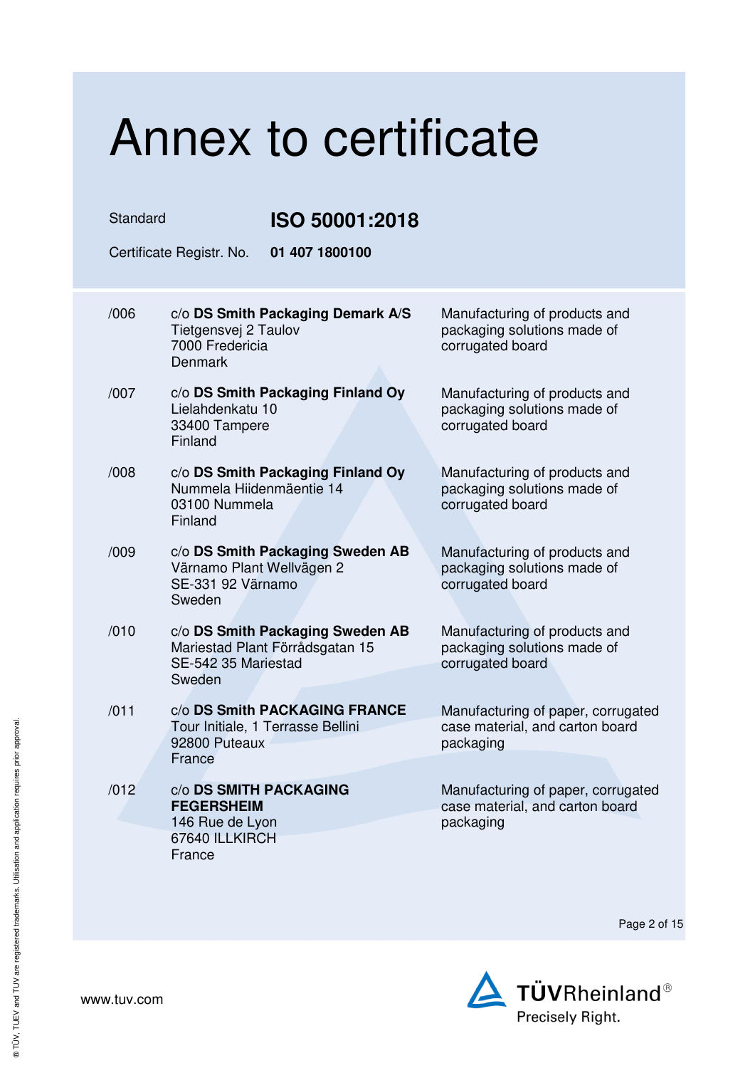# Annex to certificate

Standard **ISO 50001:2018**

Certificate Registr. No. **01 407 1800100**

| | | |
|---|---|---|
| /006 | c/o **DS Smith Packaging Demark A/S**<br>Tietgensvej 2 Taulov<br>7000 Fredericia<br>Denmark | Manufacturing of products and packaging solutions made of corrugated board |
| /007 | c/o **DS Smith Packaging Finland Oy**<br>Lielahdenkatu 10<br>33400 Tampere<br>Finland | Manufacturing of products and packaging solutions made of corrugated board |
| /008 | c/o **DS Smith Packaging Finland Oy**<br>Nummela Hiidenmäentie 14<br>03100 Nummela<br>Finland | Manufacturing of products and packaging solutions made of corrugated board |
| /009 | c/o **DS Smith Packaging Sweden AB**<br>Värnamo Plant Wellvägen 2<br>SE-331 92 Värnamo<br>Sweden | Manufacturing of products and packaging solutions made of corrugated board |
| /010 | c/o **DS Smith Packaging Sweden AB**<br>Mariestad Plant Förrådsgatan 15<br>SE-542 35 Mariestad<br>Sweden | Manufacturing of products and packaging solutions made of corrugated board |
| /011 | c/o **DS Smith PACKAGING FRANCE**<br>Tour Initiale, 1 Terrasse Bellini<br>92800 Puteaux<br>France | Manufacturing of paper, corrugated case material, and carton board packaging |
| /012 | c/o **DS SMITH PACKAGING FEGERSHEIM**<br>146 Rue de Lyon<br>67640 ILLKIRCH<br>France | Manufacturing of paper, corrugated case material, and carton board packaging |

www.tuv.com

TÜVRheinland®
Precisely Right.

® TÜV, TUEV and TUV are registered trademarks. Utilisation and application requires prior approval.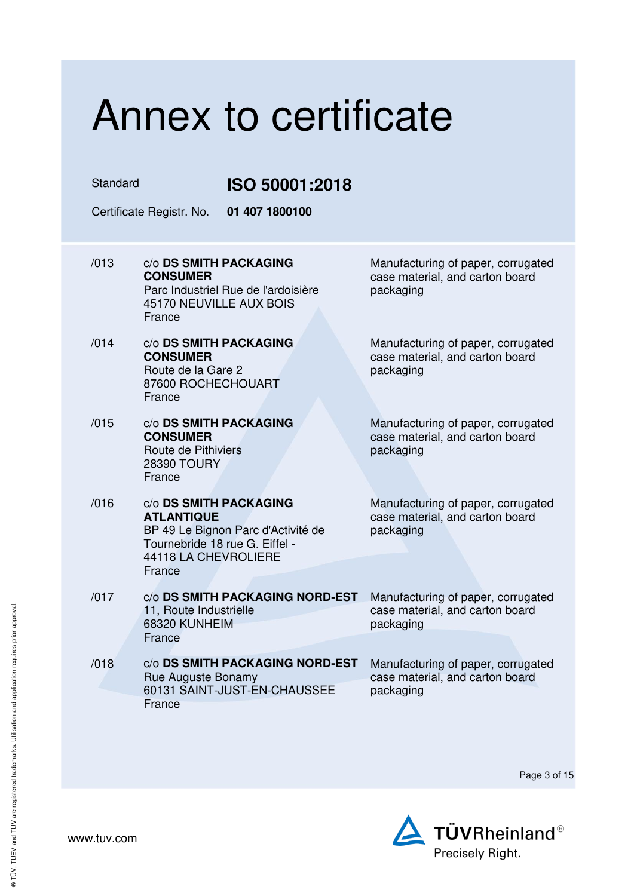# Annex to certificate

Standard **ISO 50001:2018**

Certificate Registr. No. **01 407 1800100**

| | | |
|---|---|---|
| /013 | c/o **DS SMITH PACKAGING CONSUMER**<br>Parc Industriel Rue de l'ardoisière<br>45170 NEUVILLE AUX BOIS<br>France | Manufacturing of paper, corrugated case material, and carton board packaging |
| /014 | c/o **DS SMITH PACKAGING CONSUMER**<br>Route de la Gare 2<br>87600 ROCHECHOUART<br>France | Manufacturing of paper, corrugated case material, and carton board packaging |
| /015 | c/o **DS SMITH PACKAGING CONSUMER**<br>Route de Pithiviers<br>28390 TOURY<br>France | Manufacturing of paper, corrugated case material, and carton board packaging |
| /016 | c/o **DS SMITH PACKAGING ATLANTIQUE**<br>BP 49 Le Bignon Parc d'Activité de Tournebride 18 rue G. Eiffel -<br>44118 LA CHEVROLIERE<br>France | Manufacturing of paper, corrugated case material, and carton board packaging |
| /017 | c/o **DS SMITH PACKAGING NORD-EST**<br>11, Route Industrielle<br>68320 KUNHEIM<br>France | Manufacturing of paper, corrugated case material, and carton board packaging |
| /018 | c/o **DS SMITH PACKAGING NORD-EST**<br>Rue Auguste Bonamy<br>60131 SAINT-JUST-EN-CHAUSSEE<br>France | Manufacturing of paper, corrugated case material, and carton board packaging |

www.tuv.com

TÜVRheinland®
Precisely Right.

® TÜV, TUEV and TUV are registered trademarks. Utilisation and application requires prior approval.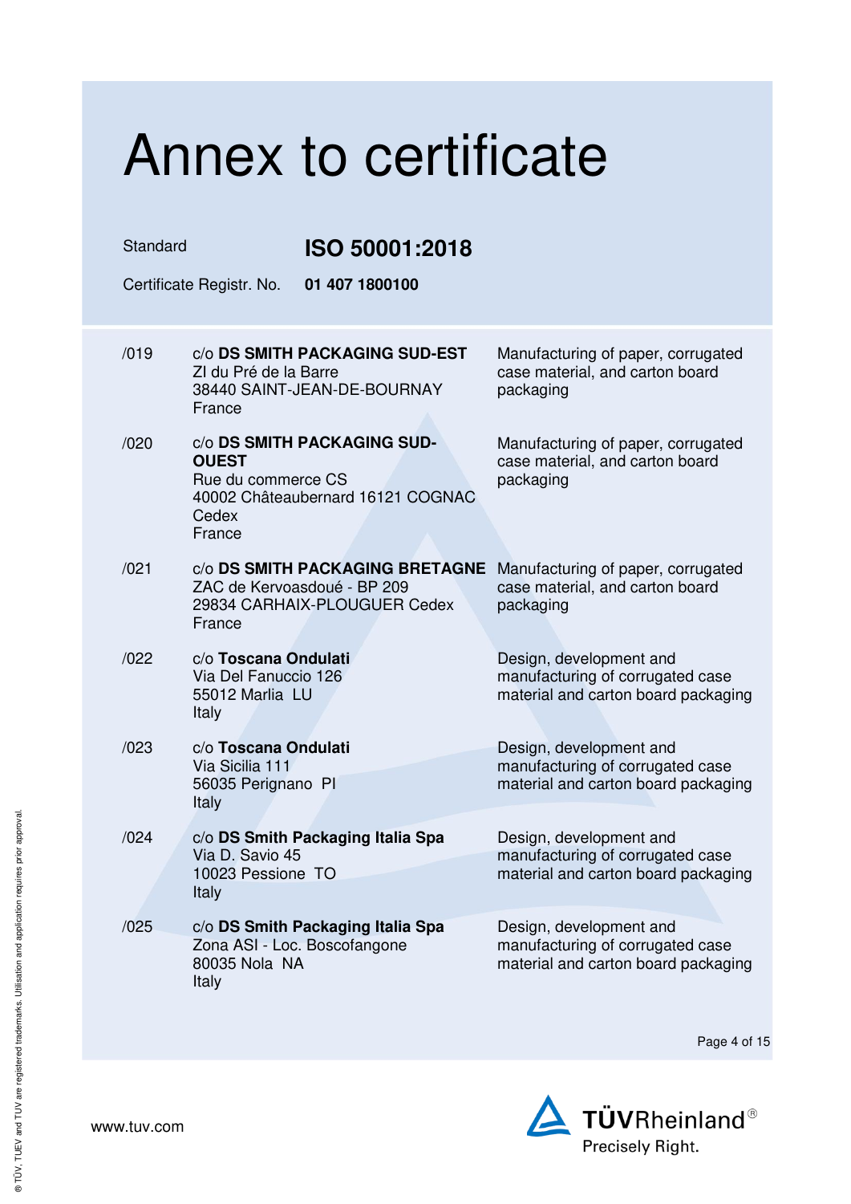# Annex to certificate

Standard **ISO 50001:2018**

Certificate Registr. No. **01 407 1800100**

| | | |
|---|---|---|
| /019 | c/o **DS SMITH PACKAGING SUD-EST**<br>ZI du Pré de la Barre<br>38440 SAINT-JEAN-DE-BOURNAY<br>France | Manufacturing of paper, corrugated case material, and carton board packaging |
| /020 | c/o **DS SMITH PACKAGING SUD-OUEST**<br>Rue du commerce CS<br>40002 Châteaubernard 16121 COGNAC Cedex<br>France | Manufacturing of paper, corrugated case material, and carton board packaging |
| /021 | c/o **DS SMITH PACKAGING BRETAGNE**<br>ZAC de Kervoasdoué - BP 209<br>29834 CARHAIX-PLOUGUER Cedex<br>France | Manufacturing of paper, corrugated case material, and carton board packaging |
| /022 | c/o **Toscana Ondulati**<br>Via Del Fanuccio 126<br>55012 Marlia LU<br>Italy | Design, development and manufacturing of corrugated case material and carton board packaging |
| /023 | c/o **Toscana Ondulati**<br>Via Sicilia 111<br>56035 Perignano PI<br>Italy | Design, development and manufacturing of corrugated case material and carton board packaging |
| /024 | c/o **DS Smith Packaging Italia Spa**<br>Via D. Savio 45<br>10023 Pessione TO<br>Italy | Design, development and manufacturing of corrugated case material and carton board packaging |
| /025 | c/o **DS Smith Packaging Italia Spa**<br>Zona ASI - Loc. Boscofangone<br>80035 Nola NA<br>Italy | Design, development and manufacturing of corrugated case material and carton board packaging |

www.tuv.com

TÜVRheinland® Precisely Right.

® TÜV, TUEV and TUV are registered trademarks. Utilisation and application requires prior approval.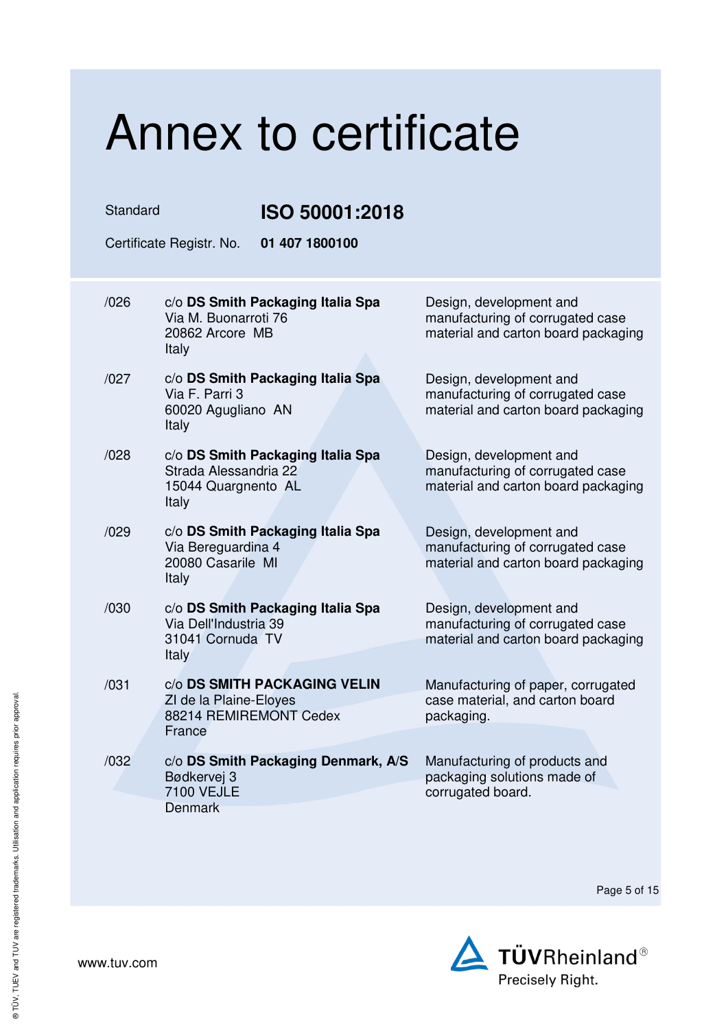# Annex to certificate

Standard **ISO 50001:2018**

Certificate Registr. No. **01 407 1800100**

| | | |
|---|---|---|
| /026 | c/o **DS Smith Packaging Italia Spa**<br>Via M. Buonarroti 76<br>20862 Arcore MB<br>Italy | Design, development and manufacturing of corrugated case material and carton board packaging |
| /027 | c/o **DS Smith Packaging Italia Spa**<br>Via F. Parri 3<br>60020 Agugliano AN<br>Italy | Design, development and manufacturing of corrugated case material and carton board packaging |
| /028 | c/o **DS Smith Packaging Italia Spa**<br>Strada Alessandria 22<br>15044 Quargnento AL<br>Italy | Design, development and manufacturing of corrugated case material and carton board packaging |
| /029 | c/o **DS Smith Packaging Italia Spa**<br>Via Bereguardina 4<br>20080 Casarile MI<br>Italy | Design, development and manufacturing of corrugated case material and carton board packaging |
| /030 | c/o **DS Smith Packaging Italia Spa**<br>Via Dell'Industria 39<br>31041 Cornuda TV<br>Italy | Design, development and manufacturing of corrugated case material and carton board packaging |
| /031 | c/o **DS SMITH PACKAGING VELIN**<br>ZI de la Plaine-Eloyes<br>88214 REMIREMONT Cedex<br>France | Manufacturing of paper, corrugated case material, and carton board packaging. |
| /032 | c/o **DS Smith Packaging Denmark, A/S**<br>Bødkervej 3<br>7100 VEJLE<br>Denmark | Manufacturing of products and packaging solutions made of corrugated board. |

www.tuv.com

TÜVRheinland®
Precisely Right.

® TÜV, TUEV and TUV are registered trademarks. Utilisation and application requires prior approval.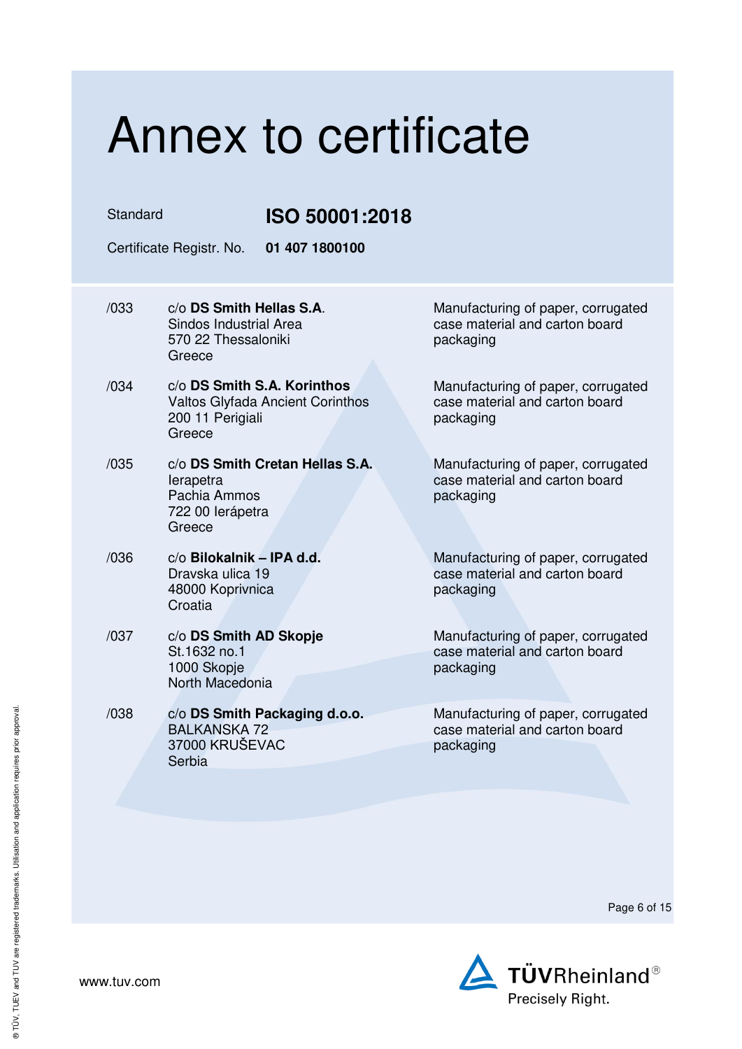# Annex to certificate

Standard **ISO 50001:2018**

Certificate Registr. No. **01 407 1800100**

| | | |
|---|---|---|
| /033 | c/o **DS Smith Hellas S.A**.<br>Sindos Industrial Area<br>570 22 Thessaloniki<br>Greece | Manufacturing of paper, corrugated case material and carton board packaging |
| /034 | c/o **DS Smith S.A. Korinthos**<br>Valtos Glyfada Ancient Corinthos<br>200 11 Perigiali<br>Greece | Manufacturing of paper, corrugated case material and carton board packaging |
| /035 | c/o **DS Smith Cretan Hellas S.A.**<br>Ierapetra<br>Pachia Ammos<br>722 00 Ierápetra<br>Greece | Manufacturing of paper, corrugated case material and carton board packaging |
| /036 | c/o **Bilokalnik – IPA d.d.**<br>Dravska ulica 19<br>48000 Koprivnica<br>Croatia | Manufacturing of paper, corrugated case material and carton board packaging |
| /037 | c/o **DS Smith AD Skopje**<br>St.1632 no.1<br>1000 Skopje<br>North Macedonia | Manufacturing of paper, corrugated case material and carton board packaging |
| /038 | c/o **DS Smith Packaging d.o.o.**<br>BALKANSKA 72<br>37000 KRUŠEVAC<br>Serbia | Manufacturing of paper, corrugated case material and carton board packaging |

www.tuv.com

TÜVRheinland®
Precisely Right.

® TÜV, TUEV and TUV are registered trademarks. Utilisation and application requires prior approval.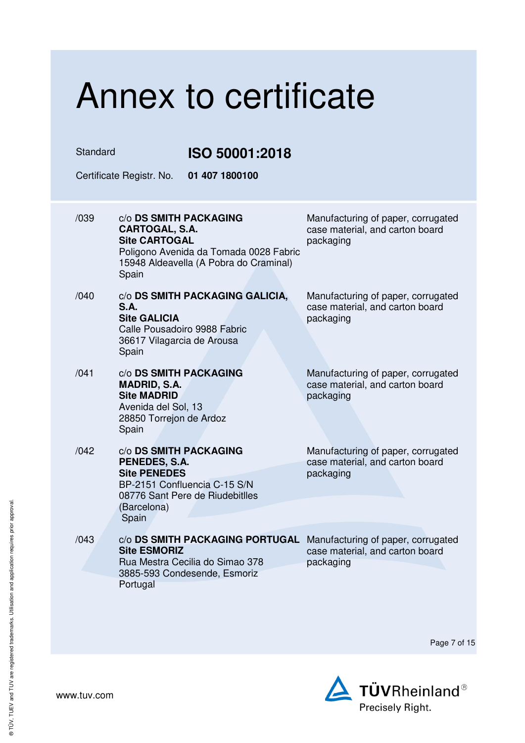# Annex to certificate

Standard **ISO 50001:2018**

Certificate Registr. No. **01 407 1800100**

| | | |
|---|---|---|
| /039 | c/o **DS SMITH PACKAGING CARTOGAL, S.A.**<br>**Site CARTOGAL**<br>Poligono Avenida da Tomada 0028 Fabric<br>15948 Aldeavella (A Pobra do Craminal)<br>Spain | Manufacturing of paper, corrugated case material, and carton board packaging |
| /040 | c/o **DS SMITH PACKAGING GALICIA, S.A.**<br>**Site GALICIA**<br>Calle Pousadoiro 9988 Fabric<br>36617 Vilagarcia de Arousa<br>Spain | Manufacturing of paper, corrugated case material, and carton board packaging |
| /041 | c/o **DS SMITH PACKAGING MADRID, S.A.**<br>**Site MADRID**<br>Avenida del Sol, 13<br>28850 Torrejon de Ardoz<br>Spain | Manufacturing of paper, corrugated case material, and carton board packaging |
| /042 | c/o **DS SMITH PACKAGING PENEDES, S.A.**<br>**Site PENEDES**<br>BP-2151 Confluencia C-15 S/N<br>08776 Sant Pere de Riudebitlles (Barcelona)<br>Spain | Manufacturing of paper, corrugated case material, and carton board packaging |
| /043 | c/o **DS SMITH PACKAGING PORTUGAL**<br>**Site ESMORIZ**<br>Rua Mestra Cecilia do Simao 378<br>3885-593 Condesende, Esmoriz<br>Portugal | Manufacturing of paper, corrugated case material, and carton board packaging |

www.tuv.com

TÜVRheinland® Precisely Right.

® TÜV, TUEV and TUV are registered trademarks. Utilisation and application requires prior approval.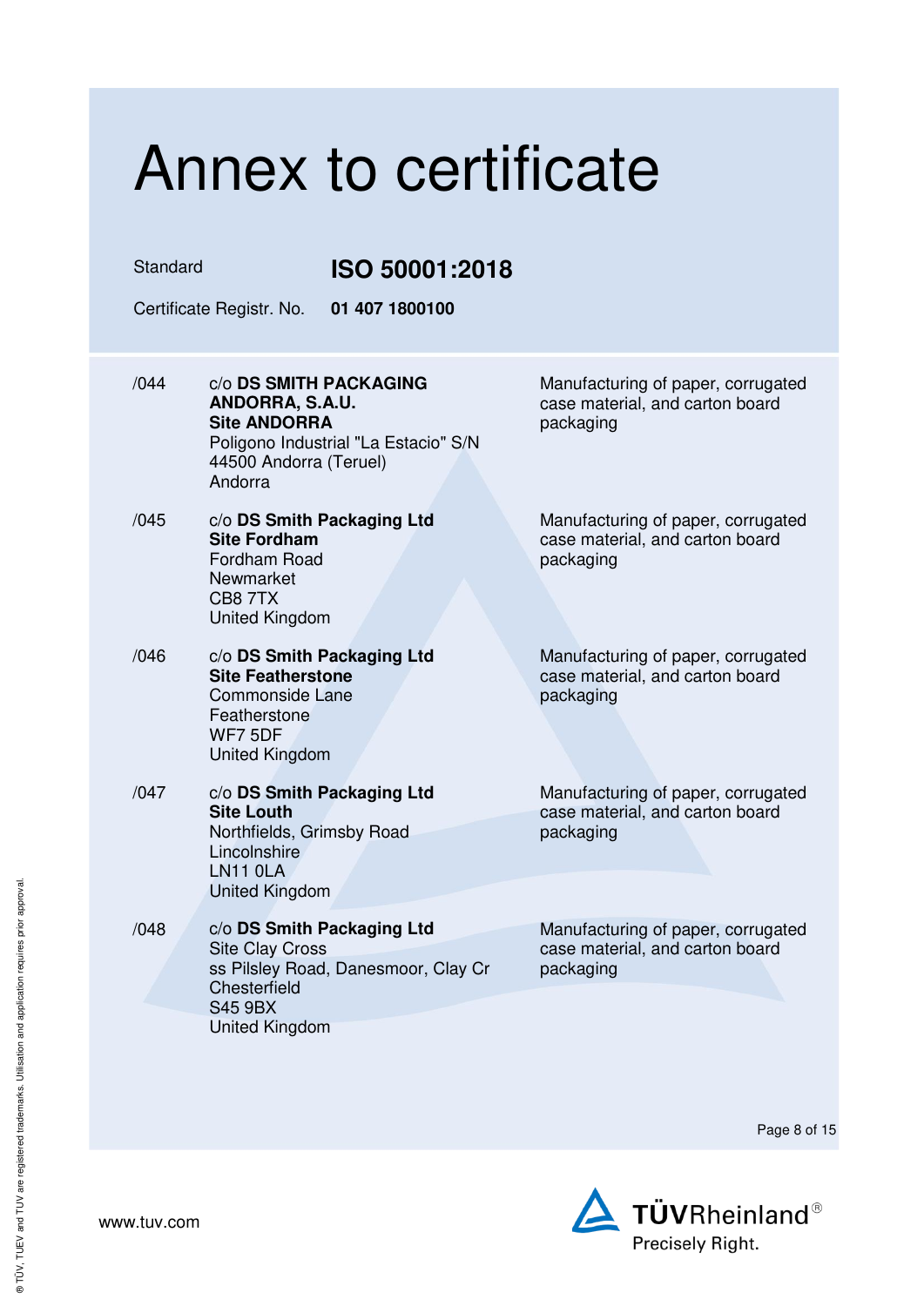# Annex to certificate

Standard **ISO 50001:2018**

Certificate Registr. No. **01 407 1800100**

| | | |
|---|---|---|
| /044 | c/o **DS SMITH PACKAGING ANDORRA, S.A.U.**<br>**Site ANDORRA**<br>Poligono Industrial "La Estacio" S/N<br>44500 Andorra (Teruel)<br>Andorra | Manufacturing of paper, corrugated case material, and carton board packaging |
| /045 | c/o **DS Smith Packaging Ltd**<br>**Site Fordham**<br>Fordham Road<br>Newmarket<br>CB8 7TX<br>United Kingdom | Manufacturing of paper, corrugated case material, and carton board packaging |
| /046 | c/o **DS Smith Packaging Ltd**<br>**Site Featherstone**<br>Commonside Lane<br>Featherstone<br>WF7 5DF<br>United Kingdom | Manufacturing of paper, corrugated case material, and carton board packaging |
| /047 | c/o **DS Smith Packaging Ltd**<br>**Site Louth**<br>Northfields, Grimsby Road<br>Lincolnshire<br>LN11 0LA<br>United Kingdom | Manufacturing of paper, corrugated case material, and carton board packaging |
| /048 | c/o **DS Smith Packaging Ltd**<br>Site Clay Cross<br>ss Pilsley Road, Danesmoor, Clay Cr<br>Chesterfield<br>S45 9BX<br>United Kingdom | Manufacturing of paper, corrugated case material, and carton board packaging |

www.tuv.com

TÜVRheinland®
Precisely Right.

® TÜV, TUEV and TUV are registered trademarks. Utilisation and application requires prior approval.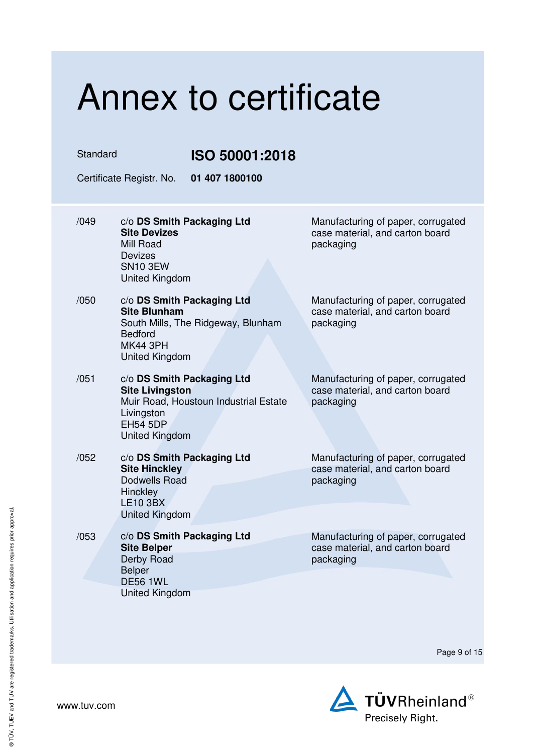# Annex to certificate

Standard **ISO 50001:2018**

Certificate Registr. No. **01 407 1800100**

| | | |
|---|---|---|
| /049 | c/o **DS Smith Packaging Ltd**<br>**Site Devizes**<br>Mill Road<br>Devizes<br>SN10 3EW<br>United Kingdom | Manufacturing of paper, corrugated case material, and carton board packaging |
| /050 | c/o **DS Smith Packaging Ltd**<br>**Site Blunham**<br>South Mills, The Ridgeway, Blunham<br>Bedford<br>MK44 3PH<br>United Kingdom | Manufacturing of paper, corrugated case material, and carton board packaging |
| /051 | c/o **DS Smith Packaging Ltd**<br>**Site Livingston**<br>Muir Road, Houstoun Industrial Estate<br>Livingston<br>EH54 5DP<br>United Kingdom | Manufacturing of paper, corrugated case material, and carton board packaging |
| /052 | c/o **DS Smith Packaging Ltd**<br>**Site Hinckley**<br>Dodwells Road<br>Hinckley<br>LE10 3BX<br>United Kingdom | Manufacturing of paper, corrugated case material, and carton board packaging |
| /053 | c/o **DS Smith Packaging Ltd**<br>**Site Belper**<br>Derby Road<br>Belper<br>DE56 1WL<br>United Kingdom | Manufacturing of paper, corrugated case material, and carton board packaging |

www.tuv.com

TÜVRheinland®
Precisely Right.

® TÜV, TUEV and TUV are registered trademarks. Utilisation and application requires prior approval.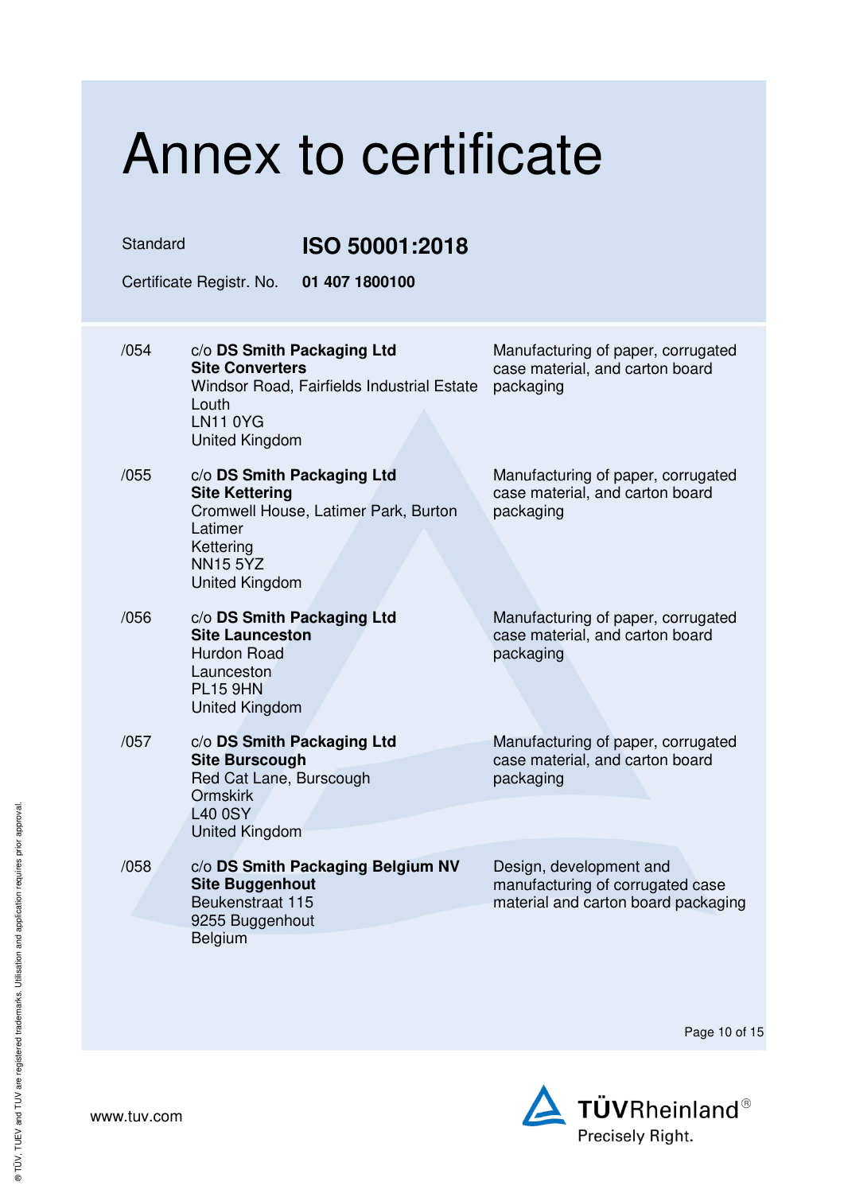# Annex to certificate

Standard **ISO 50001:2018**

Certificate Registr. No. **01 407 1800100**

| | | |
|---|---|---|
| /054 | c/o **DS Smith Packaging Ltd**<br>**Site Converters**<br>Windsor Road, Fairfields Industrial Estate<br>Louth<br>LN11 0YG<br>United Kingdom | Manufacturing of paper, corrugated case material, and carton board packaging |
| /055 | c/o **DS Smith Packaging Ltd**<br>**Site Kettering**<br>Cromwell House, Latimer Park, Burton Latimer<br>Kettering<br>NN15 5YZ<br>United Kingdom | Manufacturing of paper, corrugated case material, and carton board packaging |
| /056 | c/o **DS Smith Packaging Ltd**<br>**Site Launceston**<br>Hurdon Road<br>Launceston<br>PL15 9HN<br>United Kingdom | Manufacturing of paper, corrugated case material, and carton board packaging |
| /057 | c/o **DS Smith Packaging Ltd**<br>**Site Burscough**<br>Red Cat Lane, Burscough<br>Ormskirk<br>L40 0SY<br>United Kingdom | Manufacturing of paper, corrugated case material, and carton board packaging |
| /058 | c/o **DS Smith Packaging Belgium NV**<br>**Site Buggenhout**<br>Beukenstraat 115<br>9255 Buggenhout<br>Belgium | Design, development and manufacturing of corrugated case material and carton board packaging |

www.tuv.com

TÜVRheinland® Precisely Right.

® TÜV, TUEV and TUV are registered trademarks. Utilisation and application requires prior approval.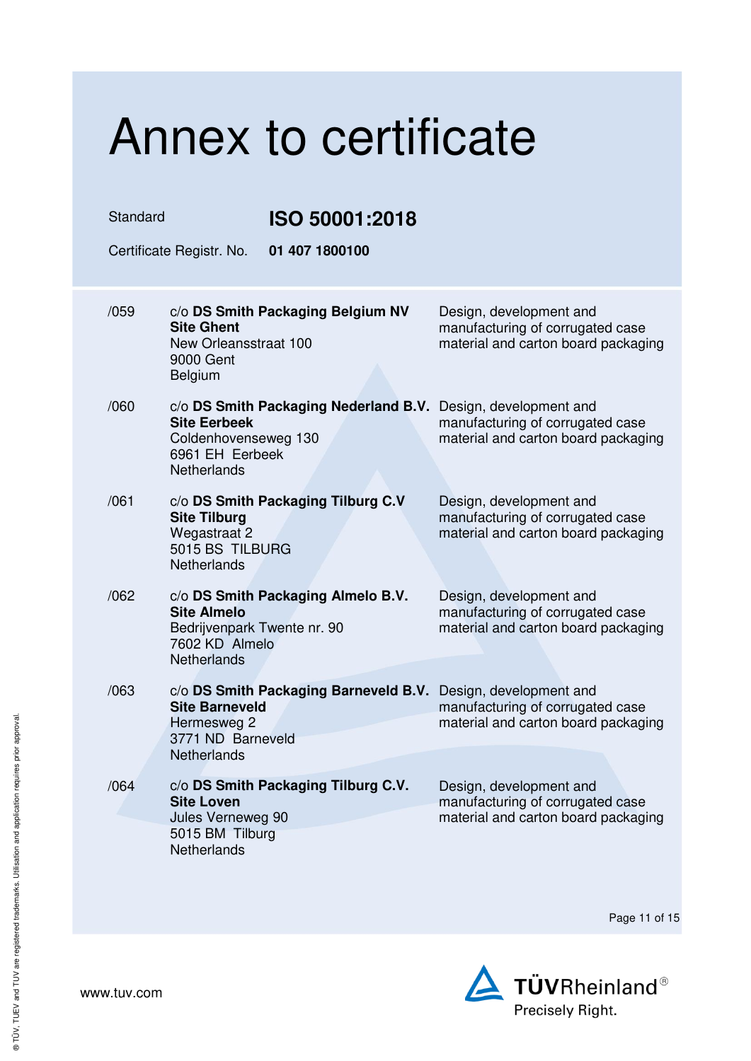# Annex to certificate

Standard **ISO 50001:2018**

Certificate Registr. No. **01 407 1800100**

| | | |
|---|---|---|
| /059 | c/o **DS Smith Packaging Belgium NV**<br>**Site Ghent**<br>New Orleansstraat 100<br>9000 Gent<br>Belgium | Design, development and manufacturing of corrugated case material and carton board packaging |
| /060 | c/o **DS Smith Packaging Nederland B.V.**<br>**Site Eerbeek**<br>Coldenhovenseweg 130<br>6961 EH Eerbeek<br>Netherlands | Design, development and manufacturing of corrugated case material and carton board packaging |
| /061 | c/o **DS Smith Packaging Tilburg C.V**<br>**Site Tilburg**<br>Wegastraat 2<br>5015 BS TILBURG<br>Netherlands | Design, development and manufacturing of corrugated case material and carton board packaging |
| /062 | c/o **DS Smith Packaging Almelo B.V.**<br>**Site Almelo**<br>Bedrijvenpark Twente nr. 90<br>7602 KD Almelo<br>Netherlands | Design, development and manufacturing of corrugated case material and carton board packaging |
| /063 | c/o **DS Smith Packaging Barneveld B.V.**<br>**Site Barneveld**<br>Hermesweg 2<br>3771 ND Barneveld<br>Netherlands | Design, development and manufacturing of corrugated case material and carton board packaging |
| /064 | c/o **DS Smith Packaging Tilburg C.V.**<br>**Site Loven**<br>Jules Verneweg 90<br>5015 BM Tilburg<br>Netherlands | Design, development and manufacturing of corrugated case material and carton board packaging |

www.tuv.com

TÜVRheinland®
Precisely Right.

® TÜV, TUEV and TUV are registered trademarks. Utilisation and application requires prior approval.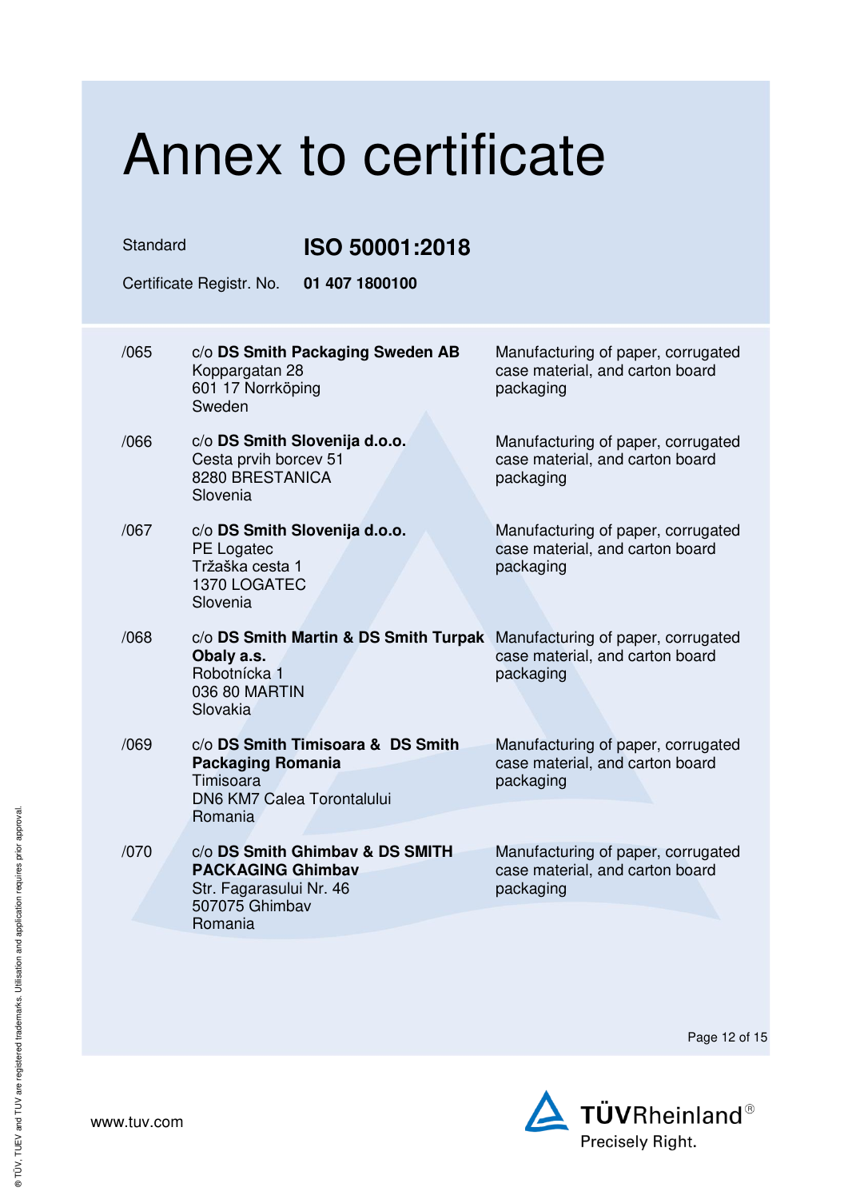# Annex to certificate

Standard **ISO 50001:2018**

Certificate Registr. No. **01 407 1800100**

| | | |
|---|---|---|
| /065 | c/o **DS Smith Packaging Sweden AB**<br>Koppargatan 28<br>601 17 Norrköping<br>Sweden | Manufacturing of paper, corrugated case material, and carton board packaging |
| /066 | c/o **DS Smith Slovenija d.o.o.**<br>Cesta prvih borcev 51<br>8280 BRESTANICA<br>Slovenia | Manufacturing of paper, corrugated case material, and carton board packaging |
| /067 | c/o **DS Smith Slovenija d.o.o.**<br>PE Logatec<br>Tržaška cesta 1<br>1370 LOGATEC<br>Slovenia | Manufacturing of paper, corrugated case material, and carton board packaging |
| /068 | c/o **DS Smith Martin & DS Smith Turpak Obaly a.s.**<br>Robotnícka 1<br>036 80 MARTIN<br>Slovakia | Manufacturing of paper, corrugated case material, and carton board packaging |
| /069 | c/o **DS Smith Timisoara & DS Smith Packaging Romania**<br>Timisoara<br>DN6 KM7 Calea Torontalului<br>Romania | Manufacturing of paper, corrugated case material, and carton board packaging |
| /070 | c/o **DS Smith Ghimbav & DS SMITH PACKAGING Ghimbav**<br>Str. Fagarasului Nr. 46<br>507075 Ghimbav<br>Romania | Manufacturing of paper, corrugated case material, and carton board packaging |

www.tuv.com

TÜVRheinland®
Precisely Right.

® TÜV, TUEV and TUV are registered trademarks. Utilisation and application requires prior approval.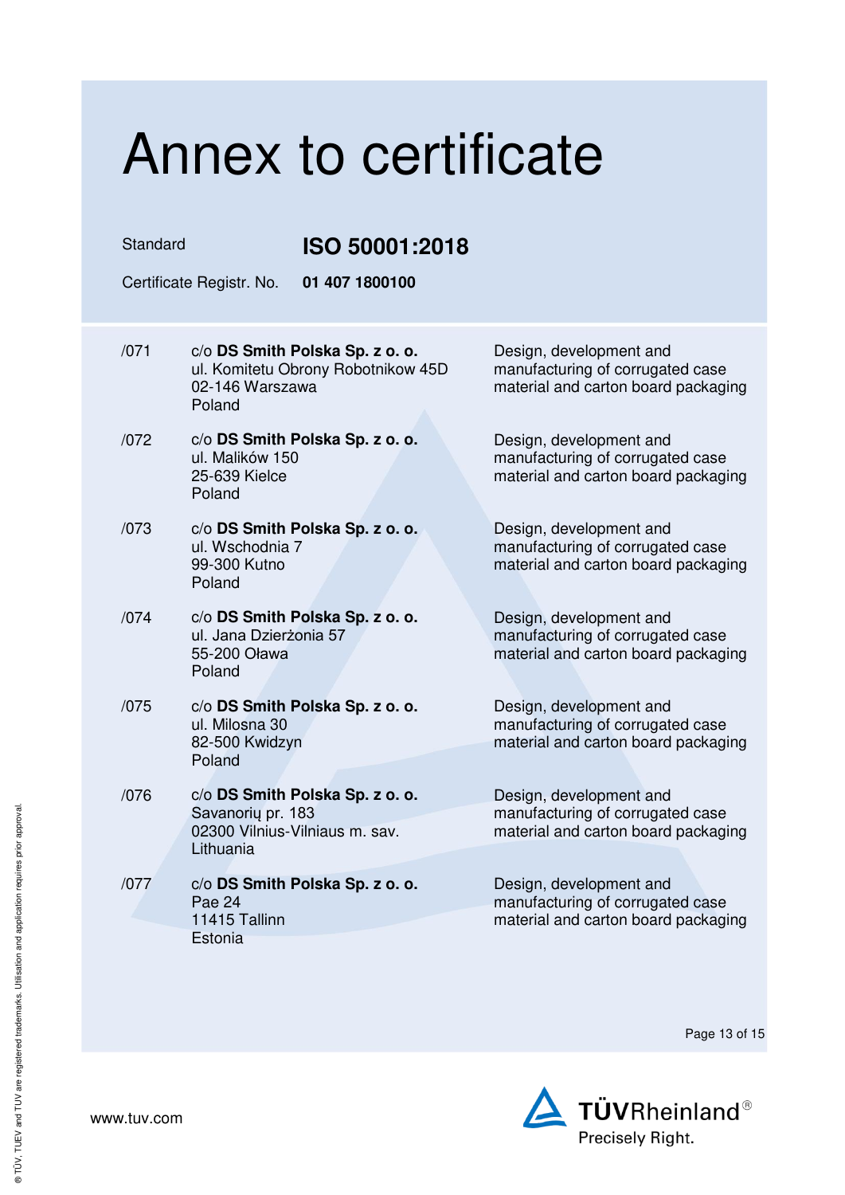# Annex to certificate

Standard **ISO 50001:2018**

Certificate Registr. No. **01 407 1800100**

| | | |
|---|---|---|
| /071 | c/o **DS Smith Polska Sp. z o. o.**<br>ul. Komitetu Obrony Robotnikow 45D<br>02-146 Warszawa<br>Poland | Design, development and manufacturing of corrugated case material and carton board packaging |
| /072 | c/o **DS Smith Polska Sp. z o. o.**<br>ul. Malików 150<br>25-639 Kielce<br>Poland | Design, development and manufacturing of corrugated case material and carton board packaging |
| /073 | c/o **DS Smith Polska Sp. z o. o.**<br>ul. Wschodnia 7<br>99-300 Kutno<br>Poland | Design, development and manufacturing of corrugated case material and carton board packaging |
| /074 | c/o **DS Smith Polska Sp. z o. o.**<br>ul. Jana Dzierżonia 57<br>55-200 Oława<br>Poland | Design, development and manufacturing of corrugated case material and carton board packaging |
| /075 | c/o **DS Smith Polska Sp. z o. o.**<br>ul. Milosna 30<br>82-500 Kwidzyn<br>Poland | Design, development and manufacturing of corrugated case material and carton board packaging |
| /076 | c/o **DS Smith Polska Sp. z o. o.**<br>Savanorių pr. 183<br>02300 Vilnius-Vilniaus m. sav.<br>Lithuania | Design, development and manufacturing of corrugated case material and carton board packaging |
| /077 | c/o **DS Smith Polska Sp. z o. o.**<br>Pae 24<br>11415 Tallinn<br>Estonia | Design, development and manufacturing of corrugated case material and carton board packaging |

www.tuv.com

TÜVRheinland®
Precisely Right.

® TÜV, TUEV and TUV are registered trademarks. Utilisation and application requires prior approval.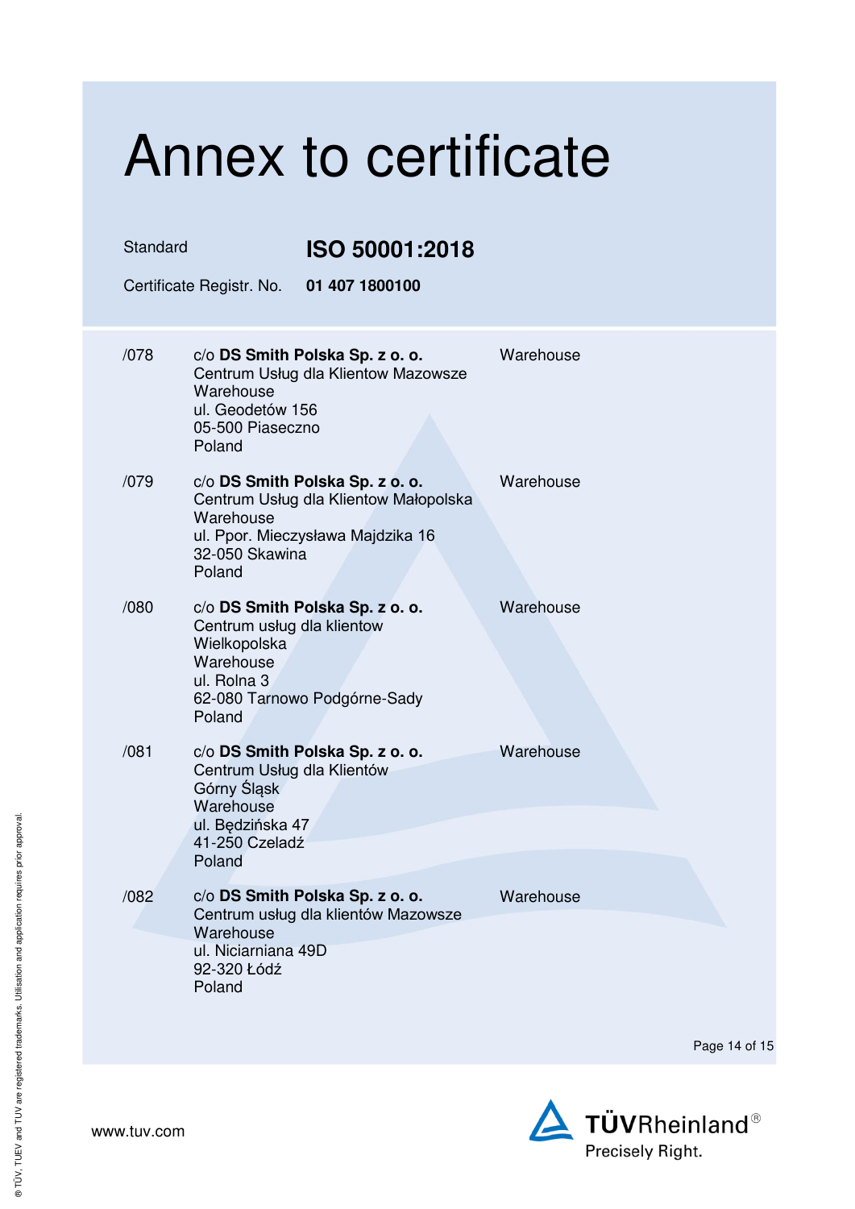# Annex to certificate

Standard **ISO 50001:2018**

Certificate Registr. No. **01 407 1800100**

| | | |
|---|---|---|
| /078 | c/o **DS Smith Polska Sp. z o. o.**<br>Centrum Usług dla Klientow Mazowsze<br>Warehouse<br>ul. Geodetów 156<br>05-500 Piaseczno<br>Poland | Warehouse |
| /079 | c/o **DS Smith Polska Sp. z o. o.**<br>Centrum Usług dla Klientow Małopolska<br>Warehouse<br>ul. Ppor. Mieczysława Majdzika 16<br>32-050 Skawina<br>Poland | Warehouse |
| /080 | c/o **DS Smith Polska Sp. z o. o.**<br>Centrum usług dla klientow<br>Wielkopolska<br>Warehouse<br>ul. Rolna 3<br>62-080 Tarnowo Podgórne-Sady<br>Poland | Warehouse |
| /081 | c/o **DS Smith Polska Sp. z o. o.**<br>Centrum Usług dla Klientów<br>Górny Śląsk<br>Warehouse<br>ul. Będzińska 47<br>41-250 Czeladź<br>Poland | Warehouse |
| /082 | c/o **DS Smith Polska Sp. z o. o.**<br>Centrum usług dla klientów Mazowsze<br>Warehouse<br>ul. Niciarniana 49D<br>92-320 Łódź<br>Poland | Warehouse |

www.tuv.com

TÜVRheinland®
Precisely Right.

® TÜV, TUEV and TUV are registered trademarks. Utilisation and application requires prior approval.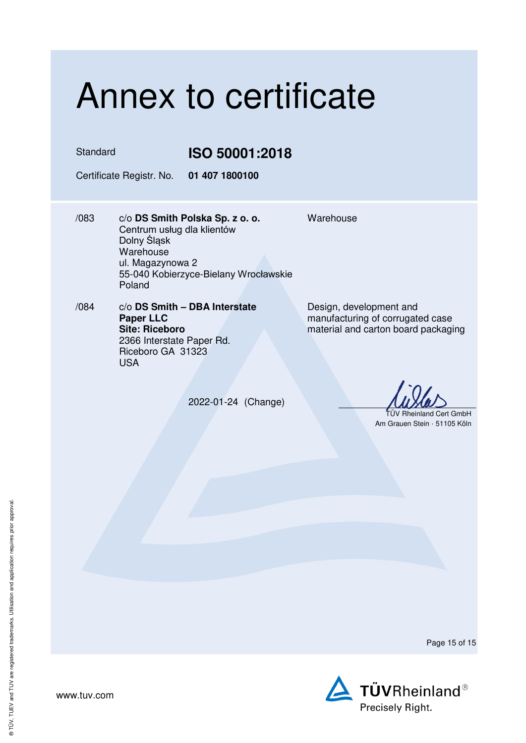# Annex to certificate

Standard **ISO 50001:2018**

Certificate Registr. No. **01 407 1800100**

| | | |
|---|---|---|
| /083 | c/o **DS Smith Polska Sp. z o. o.**<br>Centrum usług dla klientów<br>Dolny Śląsk<br>Warehouse<br>ul. Magazynowa 2<br>55-040 Kobierzyce-Bielany Wrocławskie<br>Poland | Warehouse |
| /084 | c/o **DS Smith – DBA Interstate Paper LLC**<br>**Site: Riceboro**<br>2366 Interstate Paper Rd.<br>Riceboro GA 31323<br>USA | Design, development and manufacturing of corrugated case material and carton board packaging |

2022-01-24 (Change)

TÜV Rheinland Cert GmbH
Am Grauen Stein · 51105 Köln

www.tuv.com

TÜVRheinland®
Precisely Right.

® TÜV, TUEV and TUV are registered trademarks. Utilisation and application requires prior approval.